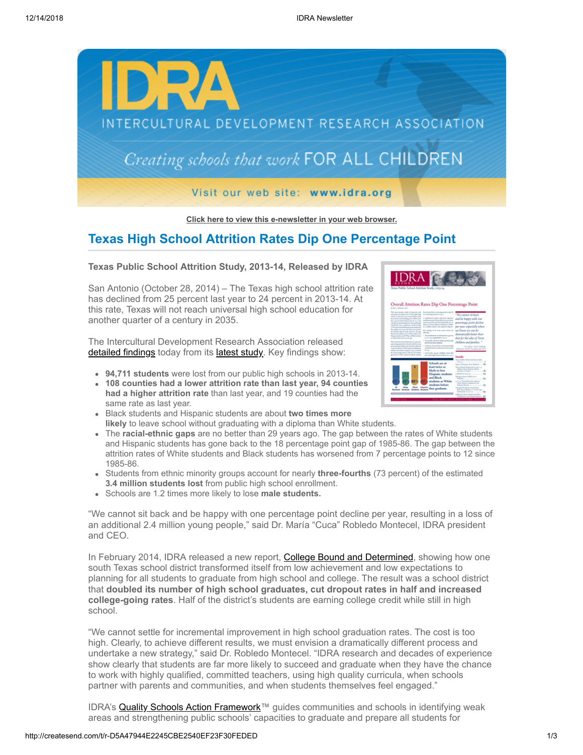Click here to view this e-newsletter in your web browser.

# Texas High School Attrition Rates Dip One Percentage Point

**Texas Public School Attrition Study, 2013-14, Released by IDRA**

San Antonio (October 28, 2014) – The Texas high school attrition rate has declined from 25 percent last year to 24 percent in 2013-14. At this rate, Texas will not reach universal high school education for another quarter of a century in 2035.

The Intercultural Development Research Association released detailed findings today from its latest study. Key findings show:

- **94,711 students** were lost from our public high schools in 2013-14.
- **108 counties had a lower attrition rate than last year, 94 counties had a higher attrition rate** than last year, and 19 counties had the same rate as last year.
- Black students and Hispanic students are about **two times more likely** to leave school without graduating with a diploma than White students.
- The **racial-ethnic gaps** are no better than 29 years ago. The gap between the rates of White students and Hispanic students has gone back to the 18 percentage point gap of 1985-86. The gap between the attrition rates of White students and Black students has worsened from 7 percentage points to 12 since 1985-86.
- Students from ethnic minority groups account for nearly **three-fourths** (73 percent) of the estimated **3.4 million students lost** from public high school enrollment.
- Schools are 1.2 times more likely to lose **male students.**

"We cannot sit back and be happy with one percentage point decline per year, resulting in a loss of an additional 2.4 million young people," said Dr. María "Cuca" Robledo Montecel, IDRA president and CEO.

In February 2014, IDRA released a new report, College Bound and Determined, showing how one south Texas school district transformed itself from low achievement and low expectations to planning for all students to graduate from high school and college. The result was a school district that **doubled its number of high school graduates, cut dropout rates in half and increased college-going rates**. Half of the district's students are earning college credit while still in high school.

"We cannot settle for incremental improvement in high school graduation rates. The cost is too high. Clearly, to achieve different results, we must envision a dramatically different process and undertake a new strategy," said Dr. Robledo Montecel. "IDRA research and decades of experience show clearly that students are far more likely to succeed and graduate when they have the chance to work with highly qualified, committed teachers, using high quality curricula, when schools partner with parents and communities, and when students themselves feel engaged."

IDRA's Quality Schools Action Framework™ guides communities and schools in identifying weak areas and strengthening public schools' capacities to graduate and prepare all students for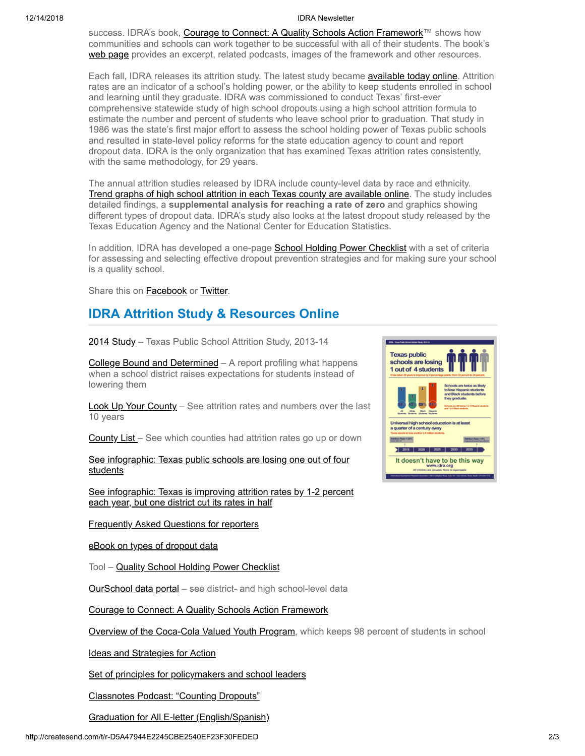success. IDRA's book, Courage to Connect: A Quality Schools Action Framework™ shows how communities and schools can work together to be successful with all of their students. The book's web page provides an excerpt, related podcasts, images of the framework and other resources.

Each fall, IDRA releases its attrition study. The latest study became available today online. Attrition rates are an indicator of a school's holding power, or the ability to keep students enrolled in school and learning until they graduate. IDRA was commissioned to conduct Texas' first-ever comprehensive statewide study of high school dropouts using a high school attrition formula to estimate the number and percent of students who leave school prior to graduation. That study in 1986 was the state's first major effort to assess the school holding power of Texas public schools and resulted in state-level policy reforms for the state education agency to count and report dropout data. IDRA is the only organization that has examined Texas attrition rates consistently, with the same methodology, for 29 years.

The annual attrition studies released by IDRA include county-level data by race and ethnicity. Trend graphs of high school attrition in each Texas county are available online. The study includes detailed findings, a **supplemental analysis for reaching a rate of zero** and graphics showing different types of dropout data. IDRA's study also looks at the latest dropout study released by the Texas Education Agency and the National Center for Education Statistics.

In addition, IDRA has developed a one-page School Holding Power Checklist with a set of criteria for assessing and selecting effective dropout prevention strategies and for making sure your school is a quality school.

Share this on Facebook or Twitter.

## IDRA Attrition Study & Resources Online

2014 Study – Texas Public School Attrition Study, 2013-14

College Bound and Determined – A report profiling what happens when a school district raises expectations for students instead of lowering them

Look Up Your County – See attrition rates and numbers over the last 10 years

County List – See which counties had attrition rates go up or down

See infographic: Texas public schools are losing one out of four students

See infographic: Texas is improving attrition rates by 1-2 percent each year, but one district cut its rates in half

Frequently Asked Questions for reporters

eBook on types of dropout data

Tool – Quality School Holding Power Checklist

OurSchool data portal – see district- and high school-level data

Courage to Connect: A Quality Schools Action Framework

Overview of the Coca-Cola Valued Youth Program, which keeps 98 percent of students in school

Ideas and Strategies for Action

Set of principles for policymakers and school leaders

Classnotes Podcast: "Counting Dropouts"

Graduation for All E-letter (English/Spanish)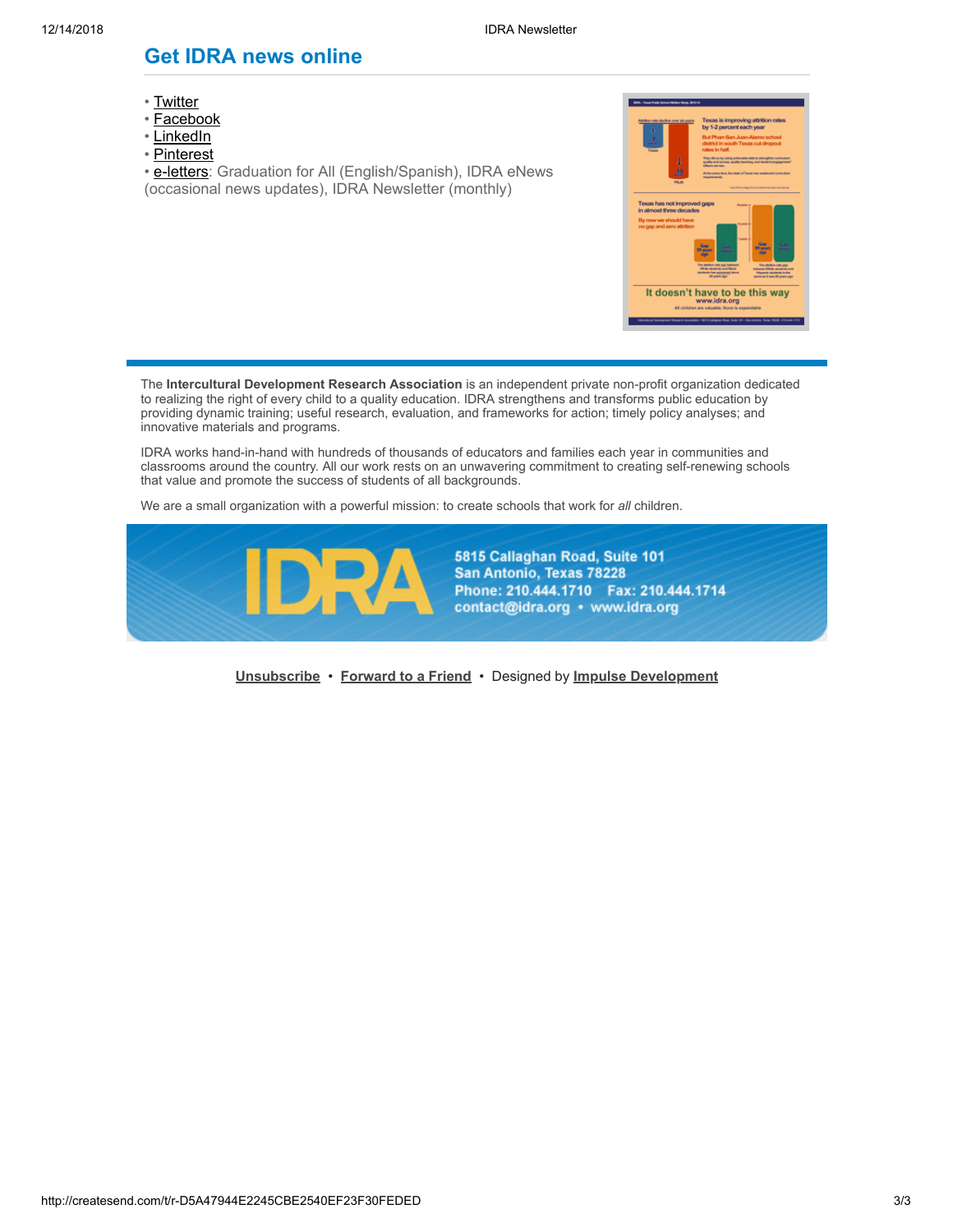## Get IDRA news online

- Twitter
- Facebook
- LinkedIn
- Pinterest
- e-letters: Graduation for All (English/Spanish), IDRA eNews (occasional news updates), IDRA Newsletter (monthly)

The **Intercultural Development Research Association** is an independent private non-profit organization dedicated to realizing the right of every child to a quality education. IDRA strengthens and transforms public education by providing dynamic training; useful research, evaluation, and frameworks for action; timely policy analyses; and innovative materials and programs.

IDRA works hand-in-hand with hundreds of thousands of educators and families each year in communities and classrooms around the country. All our work rests on an unwavering commitment to creating self-renewing schools that value and promote the success of students of all backgrounds.

We are a small organization with a powerful mission: to create schools that work for *all* children.

IDRA

5815 Callaghan Road, Suite 101
San Antonio, Texas 78228
Phone: 210.444.1710 Fax: 210.444.1714
contact@idra.org • www.idra.org

Unsubscribe • Forward to a Friend • Designed by Impulse Development